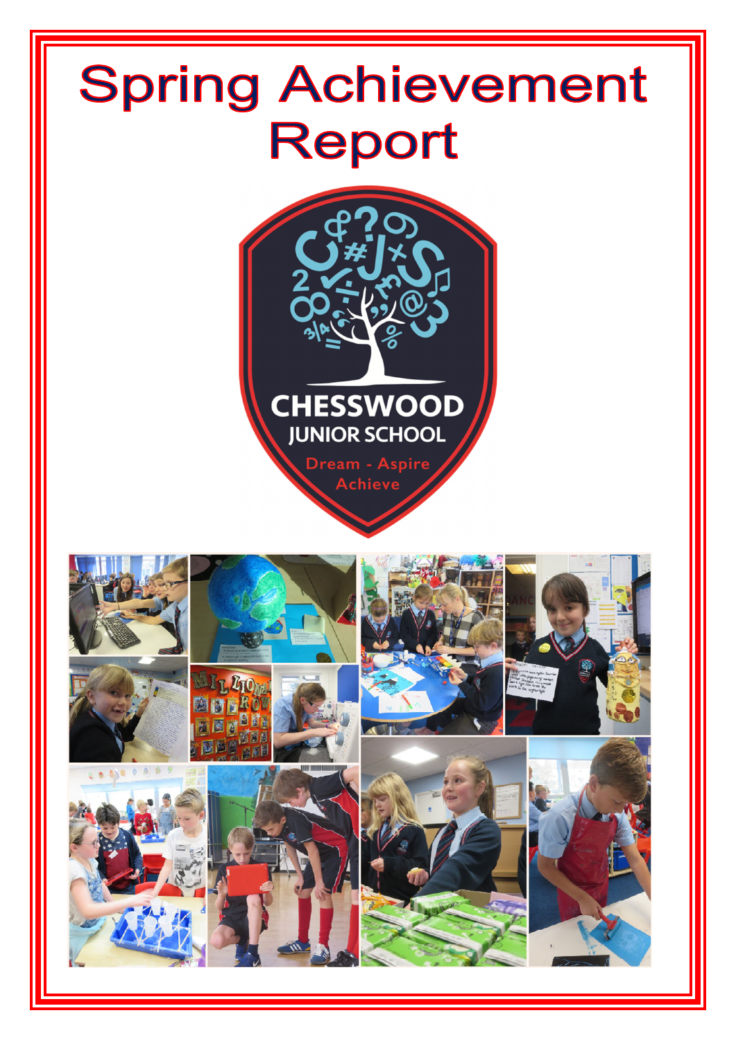# Spring Achievement Report

CHESSWOOD

JUNIOR SCHOOL

Dream - Aspire

Achieve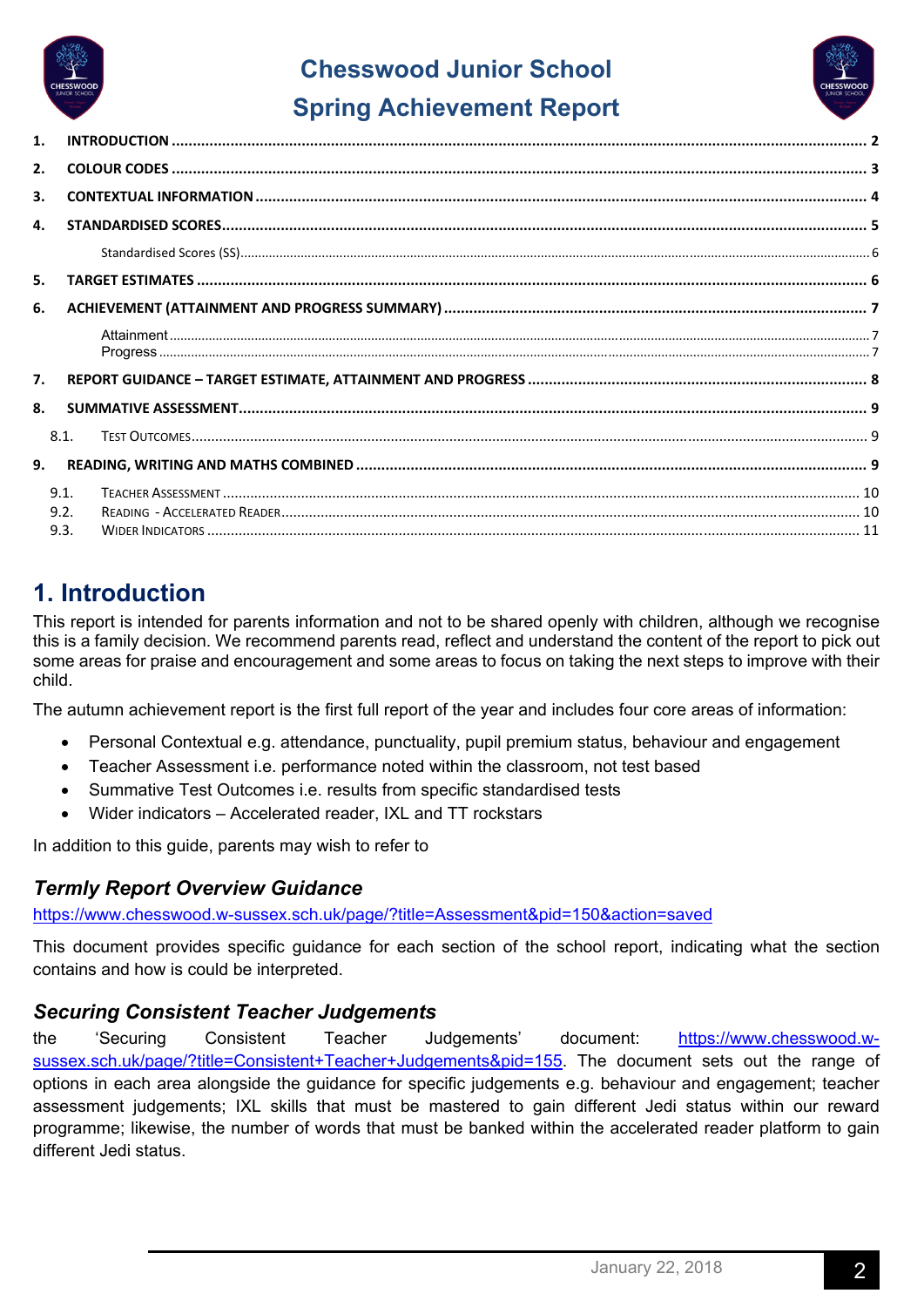# Chesswood Junior School

# Spring Achievement Report

| | | |
|---|---|---|
| 1. | INTRODUCTION | 2 |
| 2. | COLOUR CODES | 3 |
| 3. | CONTEXTUAL INFORMATION | 4 |
| 4. | STANDARDISED SCORES | 5 |
| | Standardised Scores (SS) | 6 |
| 5. | TARGET ESTIMATES | 6 |
| 6. | ACHIEVEMENT (ATTAINMENT AND PROGRESS SUMMARY) | 7 |
| | Attainment | 7 |
| | Progress | 7 |
| 7. | REPORT GUIDANCE – TARGET ESTIMATE, ATTAINMENT AND PROGRESS | 8 |
| 8. | SUMMATIVE ASSESSMENT | 9 |
| 8.1. | Test Outcomes | 9 |
| 9. | READING, WRITING AND MATHS COMBINED | 9 |
| 9.1. | Teacher Assessment | 10 |
| 9.2. | Reading - Accelerated Reader | 10 |
| 9.3. | Wider Indicators | 11 |

## 1. Introduction

This report is intended for parents information and not to be shared openly with children, although we recognise this is a family decision. We recommend parents read, reflect and understand the content of the report to pick out some areas for praise and encouragement and some areas to focus on taking the next steps to improve with their child.

The autumn achievement report is the first full report of the year and includes four core areas of information:

- Personal Contextual e.g. attendance, punctuality, pupil premium status, behaviour and engagement
- Teacher Assessment i.e. performance noted within the classroom, not test based
- Summative Test Outcomes i.e. results from specific standardised tests
- Wider indicators – Accelerated reader, IXL and TT rockstars

In addition to this guide, parents may wish to refer to

### *Termly Report Overview Guidance*

https://www.chesswood.w-sussex.sch.uk/page/?title=Assessment&pid=150&action=saved

This document provides specific guidance for each section of the school report, indicating what the section contains and how is could be interpreted.

### *Securing Consistent Teacher Judgements*

the 'Securing Consistent Teacher Judgements' document: https://www.chesswood.w-sussex.sch.uk/page/?title=Consistent+Teacher+Judgements&pid=155. The document sets out the range of options in each area alongside the guidance for specific judgements e.g. behaviour and engagement; teacher assessment judgements; IXL skills that must be mastered to gain different Jedi status within our reward programme; likewise, the number of words that must be banked within the accelerated reader platform to gain different Jedi status.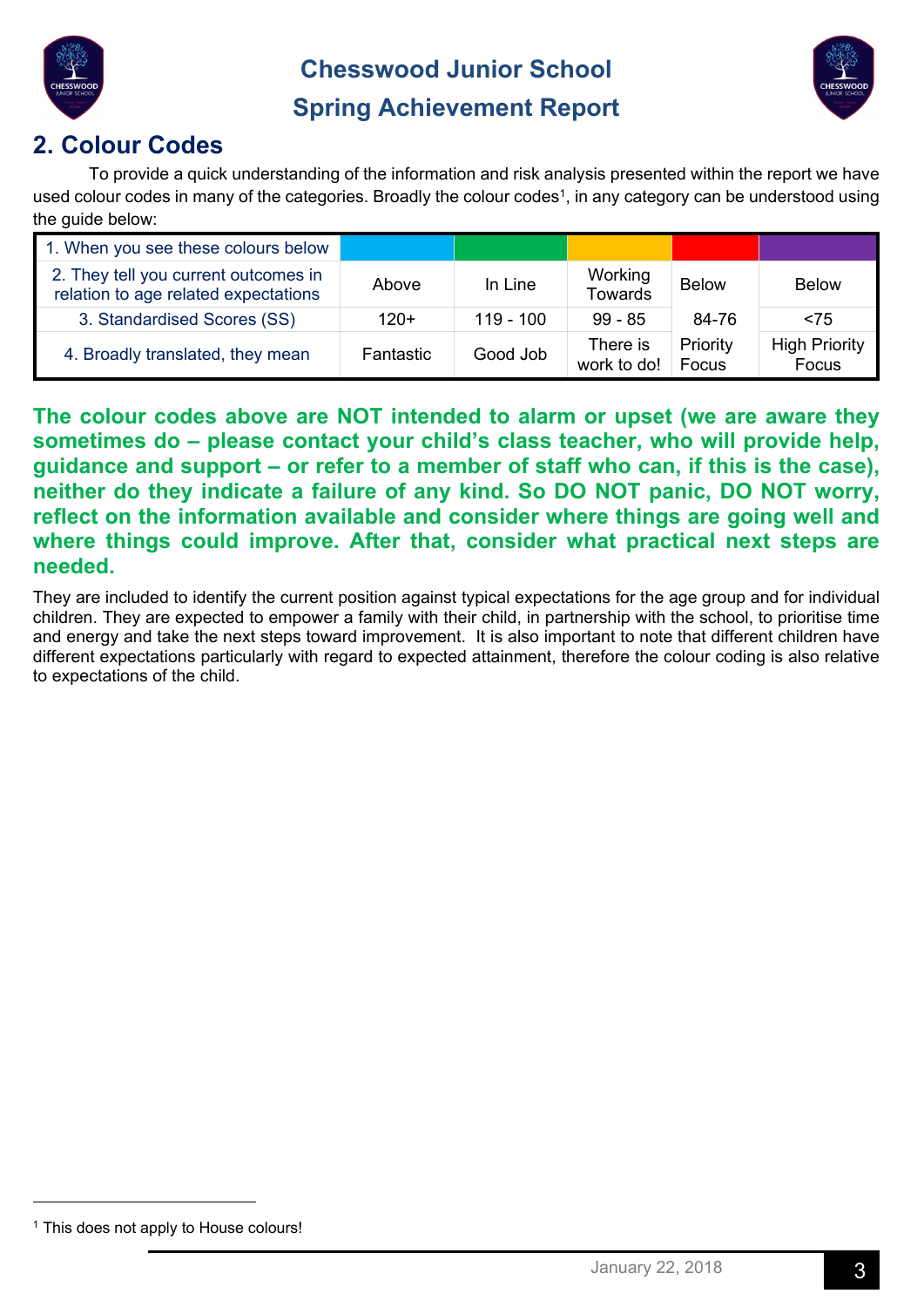# Chesswood Junior School
## Spring Achievement Report

## 2. Colour Codes

To provide a quick understanding of the information and risk analysis presented within the report we have used colour codes in many of the categories. Broadly the colour codes[1], in any category can be understood using the guide below:

| 1. When you see these colours below | (Blue) | (Green) | (Amber) | (Red) | (Purple) |
|---|---|---|---|---|---|
| 2. They tell you current outcomes in relation to age related expectations | Above | In Line | Working Towards | Below | Below |
| 3. Standardised Scores (SS) | 120+ | 119 - 100 | 99 - 85 | 84-76 | <75 |
| 4. Broadly translated, they mean | Fantastic | Good Job | There is work to do! | Priority Focus | High Priority Focus |

**The colour codes above are NOT intended to alarm or upset (we are aware they sometimes do – please contact your child's class teacher, who will provide help, guidance and support – or refer to a member of staff who can, if this is the case), neither do they indicate a failure of any kind. So DO NOT panic, DO NOT worry, reflect on the information available and consider where things are going well and where things could improve. After that, consider what practical next steps are needed.**

They are included to identify the current position against typical expectations for the age group and for individual children. They are expected to empower a family with their child, in partnership with the school, to prioritise time and energy and take the next steps toward improvement. It is also important to note that different children have different expectations particularly with regard to expected attainment, therefore the colour coding is also relative to expectations of the child.

[1] This does not apply to House colours!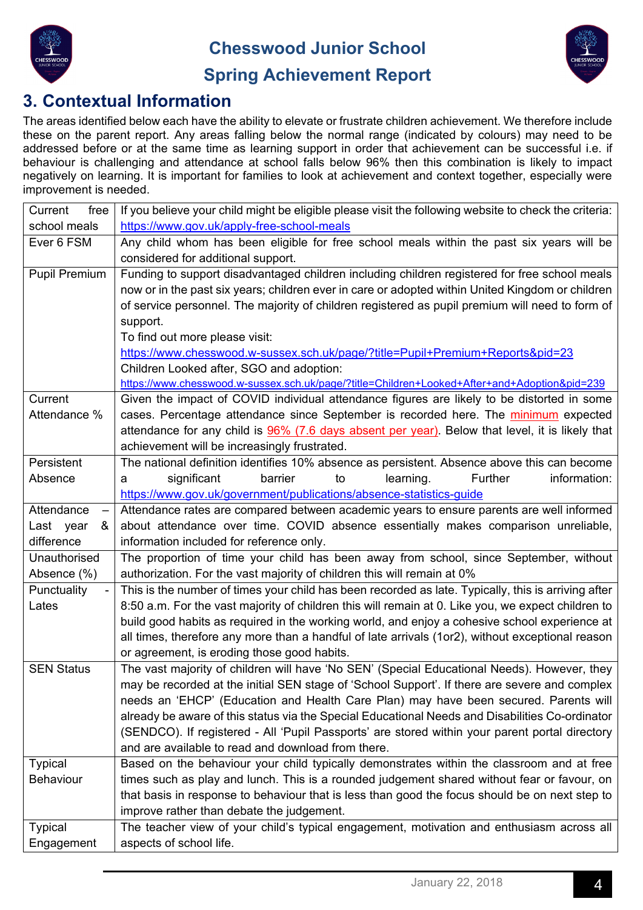## 3. Contextual Information

The areas identified below each have the ability to elevate or frustrate children achievement. We therefore include these on the parent report. Any areas falling below the normal range (indicated by colours) may need to be addressed before or at the same time as learning support in order that achievement can be successful i.e. if behaviour is challenging and attendance at school falls below 96% then this combination is likely to impact negatively on learning. It is important for families to look at achievement and context together, especially were improvement is needed.

| | |
|---|---|
| Current free school meals | If you believe your child might be eligible please visit the following website to check the criteria: https://www.gov.uk/apply-free-school-meals |
| Ever 6 FSM | Any child whom has been eligible for free school meals within the past six years will be considered for additional support. |
| Pupil Premium | Funding to support disadvantaged children including children registered for free school meals now or in the past six years; children ever in care or adopted within United Kingdom or children of service personnel. The majority of children registered as pupil premium will need to form of support.<br>To find out more please visit:<br>https://www.chesswood.w-sussex.sch.uk/page/?title=Pupil+Premium+Reports&pid=23<br>Children Looked after, SGO and adoption:<br>https://www.chesswood.w-sussex.sch.uk/page/?title=Children+Looked+After+and+Adoption&pid=239 |
| Current Attendance % | Given the impact of COVID individual attendance figures are likely to be distorted in some cases. Percentage attendance since September is recorded here. The minimum expected attendance for any child is 96% (7.6 days absent per year). Below that level, it is likely that achievement will be increasingly frustrated. |
| Persistent Absence | The national definition identifies 10% absence as persistent. Absence above this can become a significant barrier to learning. Further information: https://www.gov.uk/government/publications/absence-statistics-guide |
| Attendance – Last year & difference | Attendance rates are compared between academic years to ensure parents are well informed about attendance over time. COVID absence essentially makes comparison unreliable, information included for reference only. |
| Unauthorised Absence (%) | The proportion of time your child has been away from school, since September, without authorization. For the vast majority of children this will remain at 0% |
| Punctuality - Lates | This is the number of times your child has been recorded as late. Typically, this is arriving after 8:50 a.m. For the vast majority of children this will remain at 0. Like you, we expect children to build good habits as required in the working world, and enjoy a cohesive school experience at all times, therefore any more than a handful of late arrivals (1or2), without exceptional reason or agreement, is eroding those good habits. |
| SEN Status | The vast majority of children will have 'No SEN' (Special Educational Needs). However, they may be recorded at the initial SEN stage of 'School Support'. If there are severe and complex needs an 'EHCP' (Education and Health Care Plan) may have been secured. Parents will already be aware of this status via the Special Educational Needs and Disabilities Co-ordinator (SENDCO). If registered - All 'Pupil Passports' are stored within your parent portal directory and are available to read and download from there. |
| Typical Behaviour | Based on the behaviour your child typically demonstrates within the classroom and at free times such as play and lunch. This is a rounded judgement shared without fear or favour, on that basis in response to behaviour that is less than good the focus should be on next step to improve rather than debate the judgement. |
| Typical Engagement | The teacher view of your child's typical engagement, motivation and enthusiasm across all aspects of school life. |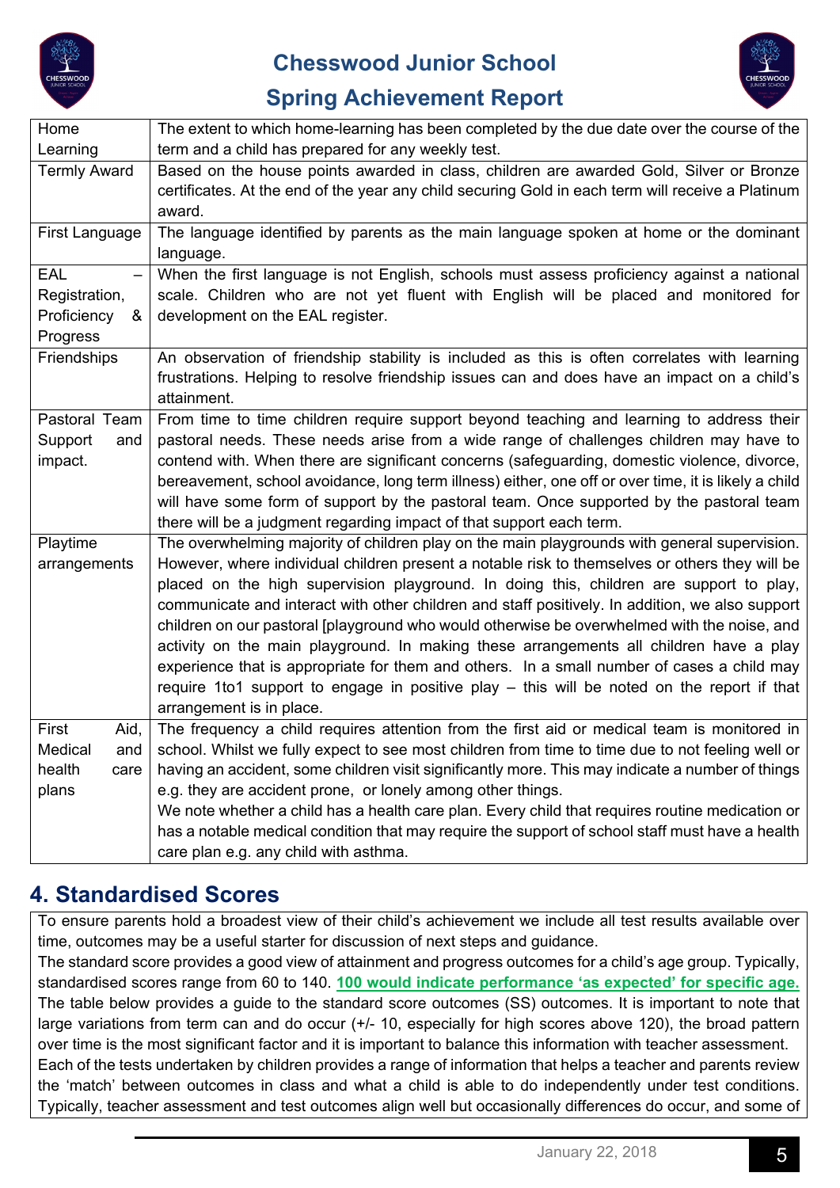| | |
|---|---|
| Home Learning | The extent to which home-learning has been completed by the due date over the course of the term and a child has prepared for any weekly test. |
| Termly Award | Based on the house points awarded in class, children are awarded Gold, Silver or Bronze certificates. At the end of the year any child securing Gold in each term will receive a Platinum award. |
| First Language | The language identified by parents as the main language spoken at home or the dominant language. |
| EAL – Registration, Proficiency & Progress | When the first language is not English, schools must assess proficiency against a national scale. Children who are not yet fluent with English will be placed and monitored for development on the EAL register. |
| Friendships | An observation of friendship stability is included as this is often correlates with learning frustrations. Helping to resolve friendship issues can and does have an impact on a child's attainment. |
| Pastoral Team Support and impact. | From time to time children require support beyond teaching and learning to address their pastoral needs. These needs arise from a wide range of challenges children may have to contend with. When there are significant concerns (safeguarding, domestic violence, divorce, bereavement, school avoidance, long term illness) either, one off or over time, it is likely a child will have some form of support by the pastoral team. Once supported by the pastoral team there will be a judgment regarding impact of that support each term. |
| Playtime arrangements | The overwhelming majority of children play on the main playgrounds with general supervision. However, where individual children present a notable risk to themselves or others they will be placed on the high supervision playground. In doing this, children are support to play, communicate and interact with other children and staff positively. In addition, we also support children on our pastoral [playground who would otherwise be overwhelmed with the noise, and activity on the main playground. In making these arrangements all children have a play experience that is appropriate for them and others. In a small number of cases a child may require 1to1 support to engage in positive play – this will be noted on the report if that arrangement is in place. |
| First Aid, Medical and health care plans | The frequency a child requires attention from the first aid or medical team is monitored in school. Whilst we fully expect to see most children from time to time due to not feeling well or having an accident, some children visit significantly more. This may indicate a number of things e.g. they are accident prone, or lonely among other things.<br>We note whether a child has a health care plan. Every child that requires routine medication or has a notable medical condition that may require the support of school staff must have a health care plan e.g. any child with asthma. |

## 4. Standardised Scores

To ensure parents hold a broadest view of their child's achievement we include all test results available over time, outcomes may be a useful starter for discussion of next steps and guidance.

The standard score provides a good view of attainment and progress outcomes for a child's age group. Typically, standardised scores range from 60 to 140. **100 would indicate performance 'as expected' for specific age.** The table below provides a guide to the standard score outcomes (SS) outcomes. It is important to note that large variations from term can and do occur (+/- 10, especially for high scores above 120), the broad pattern over time is the most significant factor and it is important to balance this information with teacher assessment.

Each of the tests undertaken by children provides a range of information that helps a teacher and parents review the 'match' between outcomes in class and what a child is able to do independently under test conditions. Typically, teacher assessment and test outcomes align well but occasionally differences do occur, and some of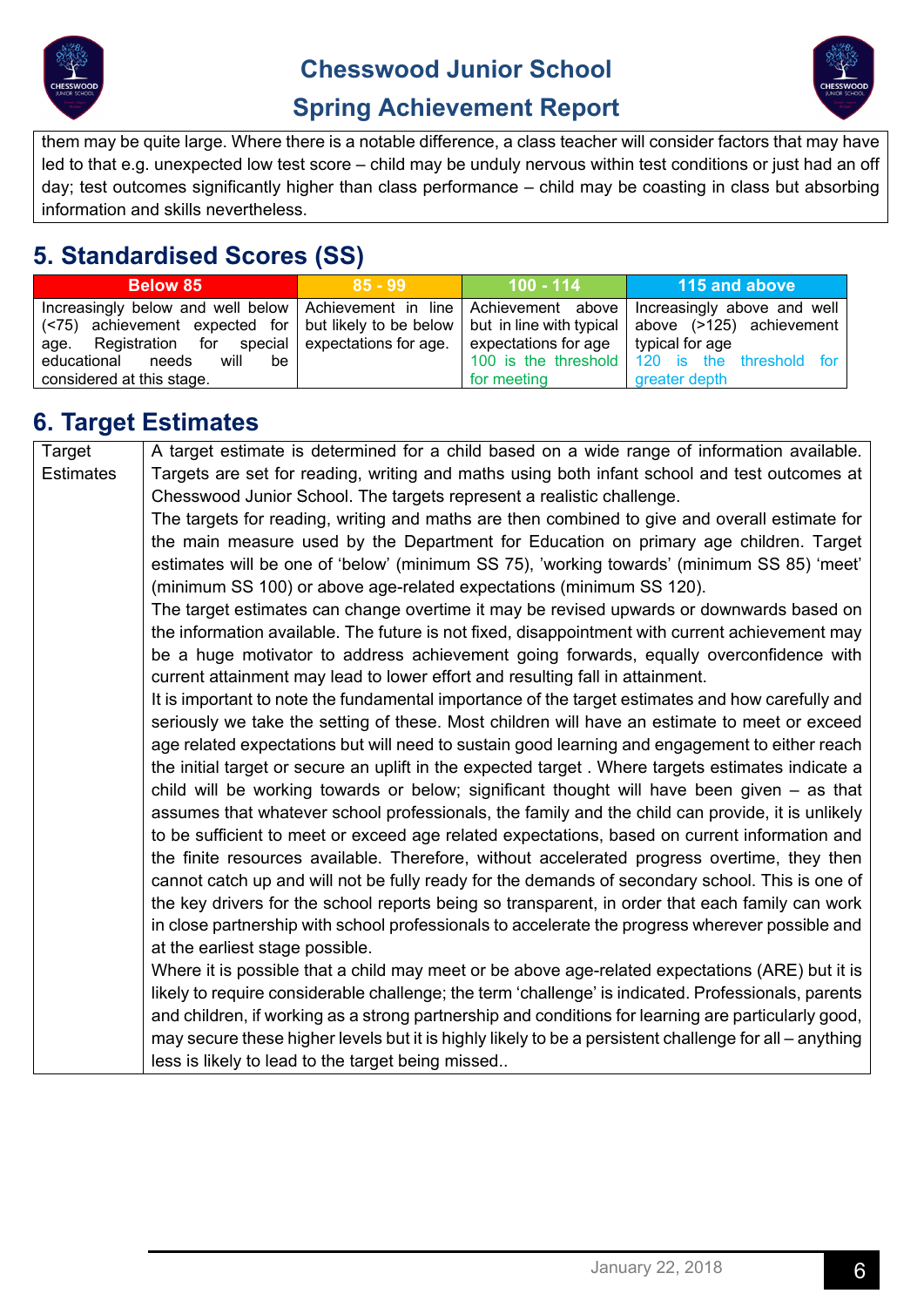them may be quite large. Where there is a notable difference, a class teacher will consider factors that may have led to that e.g. unexpected low test score – child may be unduly nervous within test conditions or just had an off day; test outcomes significantly higher than class performance – child may be coasting in class but absorbing information and skills nevertheless.

## 5. Standardised Scores (SS)

| Below 85 | 85 - 99 | 100 - 114 | 115 and above |
|---|---|---|---|
| Increasingly below and well below (<75) achievement expected for age. Registration for special educational needs will be considered at this stage. | Achievement in line but likely to be below expectations for age. | Achievement above but in line with typical expectations for age 100 is the threshold for meeting | Increasingly above and well above (>125) achievement typical for age 120 is the threshold for greater depth |

## 6. Target Estimates

| Target Estimates | A target estimate is determined for a child based on a wide range of information available. Targets are set for reading, writing and maths using both infant school and test outcomes at Chesswood Junior School. The targets represent a realistic challenge.<br>The targets for reading, writing and maths are then combined to give and overall estimate for the main measure used by the Department for Education on primary age children. Target estimates will be one of 'below' (minimum SS 75), 'working towards' (minimum SS 85) 'meet' (minimum SS 100) or above age-related expectations (minimum SS 120).<br>The target estimates can change overtime it may be revised upwards or downwards based on the information available. The future is not fixed, disappointment with current achievement may be a huge motivator to address achievement going forwards, equally overconfidence with current attainment may lead to lower effort and resulting fall in attainment.<br>It is important to note the fundamental importance of the target estimates and how carefully and seriously we take the setting of these. Most children will have an estimate to meet or exceed age related expectations but will need to sustain good learning and engagement to either reach the initial target or secure an uplift in the expected target . Where targets estimates indicate a child will be working towards or below; significant thought will have been given – as that assumes that whatever school professionals, the family and the child can provide, it is unlikely to be sufficient to meet or exceed age related expectations, based on current information and the finite resources available. Therefore, without accelerated progress overtime, they then cannot catch up and will not be fully ready for the demands of secondary school. This is one of the key drivers for the school reports being so transparent, in order that each family can work in close partnership with school professionals to accelerate the progress wherever possible and at the earliest stage possible.<br>Where it is possible that a child may meet or be above age-related expectations (ARE) but it is likely to require considerable challenge; the term 'challenge' is indicated. Professionals, parents and children, if working as a strong partnership and conditions for learning are particularly good, may secure these higher levels but it is highly likely to be a persistent challenge for all – anything less is likely to lead to the target being missed.. |
|---|---|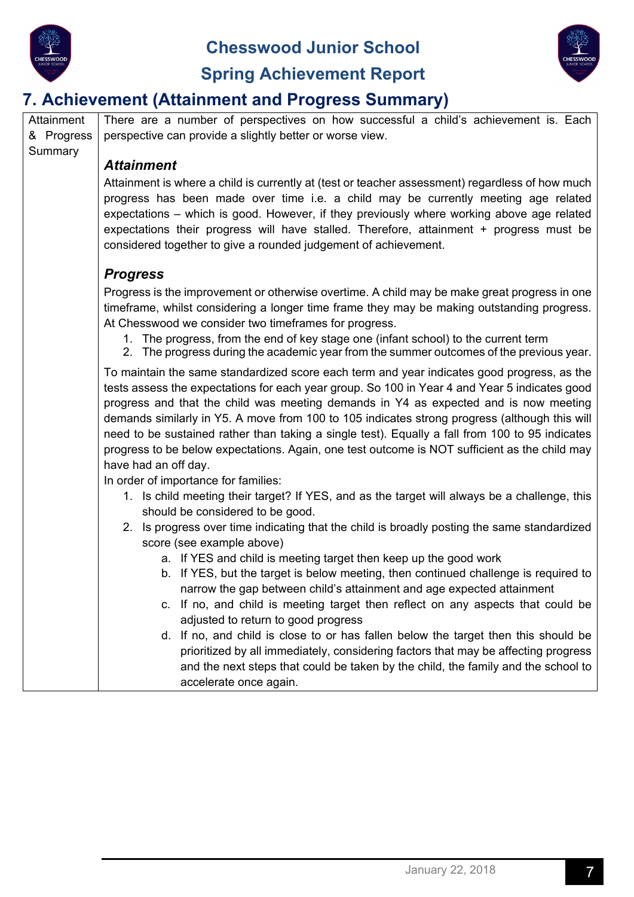## 7. Achievement (Attainment and Progress Summary)

<table>
<tr>
<td>Attainment &amp; Progress Summary</td>
<td>
There are a number of perspectives on how successful a child's achievement is. Each perspective can provide a slightly better or worse view.

<b><i>Attainment</i></b>

Attainment is where a child is currently at (test or teacher assessment) regardless of how much progress has been made over time i.e. a child may be currently meeting age related expectations – which is good. However, if they previously where working above age related expectations their progress will have stalled. Therefore, attainment + progress must be considered together to give a rounded judgement of achievement.

<b><i>Progress</i></b>

Progress is the improvement or otherwise overtime. A child may be make great progress in one timeframe, whilst considering a longer time frame they may be making outstanding progress. At Chesswood we consider two timeframes for progress.

1. The progress, from the end of key stage one (infant school) to the current term
2. The progress during the academic year from the summer outcomes of the previous year.

To maintain the same standardized score each term and year indicates good progress, as the tests assess the expectations for each year group. So 100 in Year 4 and Year 5 indicates good progress and that the child was meeting demands in Y4 as expected and is now meeting demands similarly in Y5. A move from 100 to 105 indicates strong progress (although this will need to be sustained rather than taking a single test). Equally a fall from 100 to 95 indicates progress to be below expectations. Again, one test outcome is NOT sufficient as the child may have had an off day.

In order of importance for families:

1. Is child meeting their target? If YES, and as the target will always be a challenge, this should be considered to be good.
2. Is progress over time indicating that the child is broadly posting the same standardized score (see example above)
   a. If YES and child is meeting target then keep up the good work
   b. If YES, but the target is below meeting, then continued challenge is required to narrow the gap between child's attainment and age expected attainment
   c. If no, and child is meeting target then reflect on any aspects that could be adjusted to return to good progress
   d. If no, and child is close to or has fallen below the target then this should be prioritized by all immediately, considering factors that may be affecting progress and the next steps that could be taken by the child, the family and the school to accelerate once again.
</td>
</tr>
</table>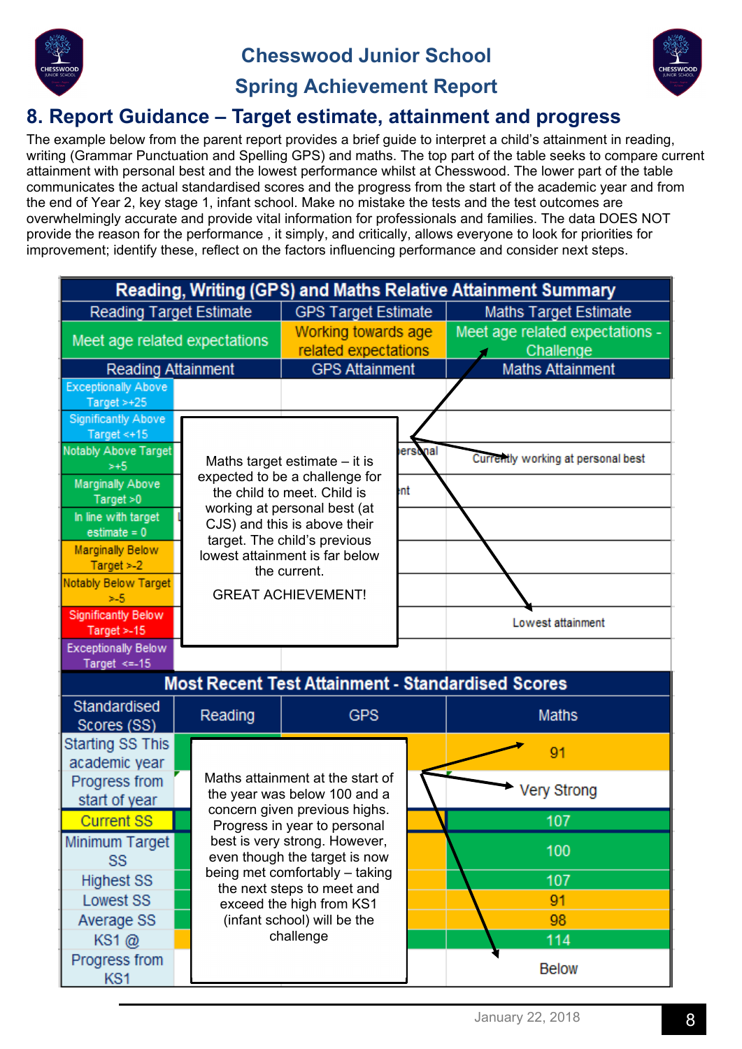Chesswood Junior School

Spring Achievement Report

## 8. Report Guidance – Target estimate, attainment and progress

The example below from the parent report provides a brief guide to interpret a child's attainment in reading, writing (Grammar Punctuation and Spelling GPS) and maths. The top part of the table seeks to compare current attainment with personal best and the lowest performance whilst at Chesswood. The lower part of the table communicates the actual standardised scores and the progress from the start of the academic year and from the end of Year 2, key stage 1, infant school. Make no mistake the tests and the test outcomes are overwhelmingly accurate and provide vital information for professionals and families. The data DOES NOT provide the reason for the performance , it simply, and critically, allows everyone to look for priorities for improvement; identify these, reflect on the factors influencing performance and consider next steps.

**Reading, Writing (GPS) and Maths Relative Attainment Summary**

| Reading Target Estimate | | GPS Target Estimate | Maths Target Estimate |
|---|---|---|---|
| Meet age related expectations | | Working towards age related expectations | Meet age related expectations - Challenge |
| Reading Attainment | | GPS Attainment | Maths Attainment |
| Exceptionally Above Target >+25 | | | |
| Significantly Above Target <+15 | | | |
| Notably Above Target >+5 | | ...ersonal | Currently working at personal best |
| Marginally Above Target >0 | | ...nt | |
| In line with target estimate = 0 | | | |
| Marginally Below Target >-2 | | | |
| Notably Below Target >-5 | | | |
| Significantly Below Target >-15 | | | Lowest attainment |
| Exceptionally Below Target <=-15 | | | |

Maths target estimate – it is expected to be a challenge for the child to meet. Child is working at personal best (at CJS) and this is above their target. The child's previous lowest attainment is far below the current.

GREAT ACHIEVEMENT!

**Most Recent Test Attainment - Standardised Scores**

| Standardised Scores (SS) | Reading | GPS | Maths |
|---|---|---|---|
| Starting SS This academic year | | | 91 |
| Progress from start of year | | | Very Strong |
| Current SS | | | 107 |
| Minimum Target SS | | | 100 |
| Highest SS | | | 107 |
| Lowest SS | | | 91 |
| Average SS | | | 98 |
| KS1 @ | | | 114 |
| Progress from KS1 | | | Below |

Maths attainment at the start of the year was below 100 and a concern given previous highs. Progress in year to personal best is very strong. However, even though the target is now being met comfortably – taking the next steps to meet and exceed the high from KS1 (infant school) will be the challenge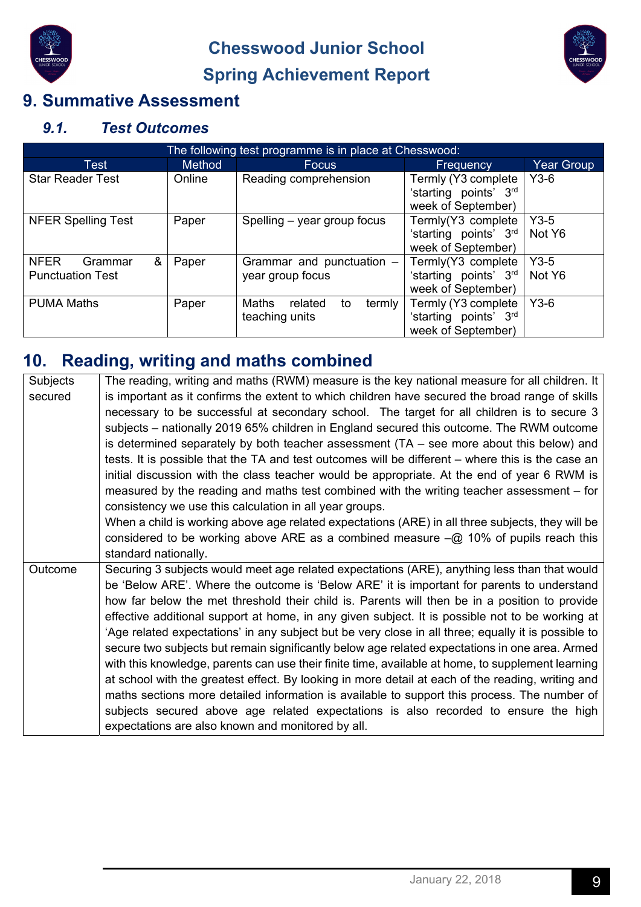## 9. Summative Assessment

### *9.1. Test Outcomes*

| The following test programme is in place at Chesswood: | | | | |
|---|---|---|---|---|
| **Test** | **Method** | **Focus** | **Frequency** | **Year Group** |
| Star Reader Test | Online | Reading comprehension | Termly (Y3 complete 'starting points' 3rd week of September) | Y3-6 |
| NFER Spelling Test | Paper | Spelling – year group focus | Termly(Y3 complete 'starting points' 3rd week of September) | Y3-5 Not Y6 |
| NFER Grammar & Punctuation Test | Paper | Grammar and punctuation – year group focus | Termly(Y3 complete 'starting points' 3rd week of September) | Y3-5 Not Y6 |
| PUMA Maths | Paper | Maths related to termly teaching units | Termly (Y3 complete 'starting points' 3rd week of September) | Y3-6 |

## 10. Reading, writing and maths combined

| | |
|---|---|
| Subjects secured | The reading, writing and maths (RWM) measure is the key national measure for all children. It is important as it confirms the extent to which children have secured the broad range of skills necessary to be successful at secondary school. The target for all children is to secure 3 subjects – nationally 2019 65% children in England secured this outcome. The RWM outcome is determined separately by both teacher assessment (TA – see more about this below) and tests. It is possible that the TA and test outcomes will be different – where this is the case an initial discussion with the class teacher would be appropriate. At the end of year 6 RWM is measured by the reading and maths test combined with the writing teacher assessment – for consistency we use this calculation in all year groups.<br>When a child is working above age related expectations (ARE) in all three subjects, they will be considered to be working above ARE as a combined measure –@ 10% of pupils reach this standard nationally. |
| Outcome | Securing 3 subjects would meet age related expectations (ARE), anything less than that would be 'Below ARE'. Where the outcome is 'Below ARE' it is important for parents to understand how far below the met threshold their child is. Parents will then be in a position to provide effective additional support at home, in any given subject. It is possible not to be working at 'Age related expectations' in any subject but be very close in all three; equally it is possible to secure two subjects but remain significantly below age related expectations in one area. Armed with this knowledge, parents can use their finite time, available at home, to supplement learning at school with the greatest effect. By looking in more detail at each of the reading, writing and maths sections more detailed information is available to support this process. The number of subjects secured above age related expectations is also recorded to ensure the high expectations are also known and monitored by all. |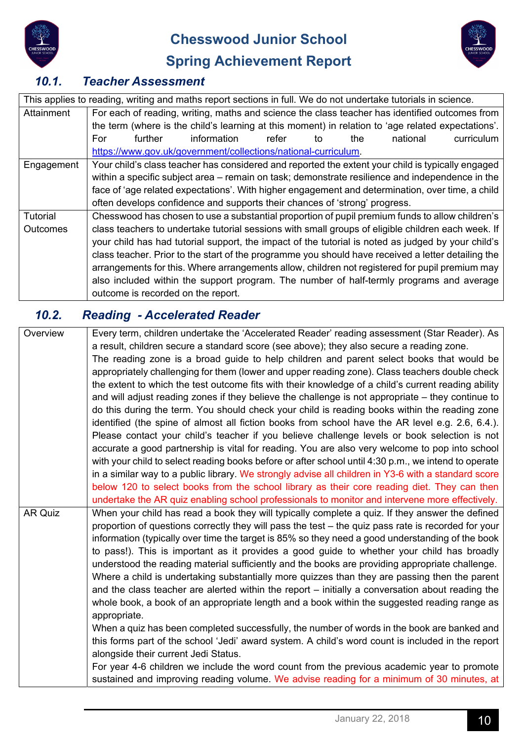# Chesswood Junior School

## Spring Achievement Report

### 10.1. Teacher Assessment

| This applies to reading, writing and maths report sections in full. We do not undertake tutorials in science. | |
|---|---|
| Attainment | For each of reading, writing, maths and science the class teacher has identified outcomes from the term (where is the child's learning at this moment) in relation to 'age related expectations'. For further information refer to the national curriculum https://www.gov.uk/government/collections/national-curriculum. |
| Engagement | Your child's class teacher has considered and reported the extent your child is typically engaged within a specific subject area – remain on task; demonstrate resilience and independence in the face of 'age related expectations'. With higher engagement and determination, over time, a child often develops confidence and supports their chances of 'strong' progress. |
| Tutorial Outcomes | Chesswood has chosen to use a substantial proportion of pupil premium funds to allow children's class teachers to undertake tutorial sessions with small groups of eligible children each week. If your child has had tutorial support, the impact of the tutorial is noted as judged by your child's class teacher. Prior to the start of the programme you should have received a letter detailing the arrangements for this. Where arrangements allow, children not registered for pupil premium may also included within the support program. The number of half-termly programs and average outcome is recorded on the report. |

### 10.2. Reading - Accelerated Reader

| | |
|---|---|
| Overview | Every term, children undertake the 'Accelerated Reader' reading assessment (Star Reader). As a result, children secure a standard score (see above); they also secure a reading zone.<br>The reading zone is a broad guide to help children and parent select books that would be appropriately challenging for them (lower and upper reading zone). Class teachers double check the extent to which the test outcome fits with their knowledge of a child's current reading ability and will adjust reading zones if they believe the challenge is not appropriate – they continue to do this during the term. You should check your child is reading books within the reading zone identified (the spine of almost all fiction books from school have the AR level e.g. 2.6, 6.4.). Please contact your child's teacher if you believe challenge levels or book selection is not accurate a good partnership is vital for reading. You are also very welcome to pop into school with your child to select reading books before or after school until 4:30 p.m., we intend to operate in a similar way to a public library. We strongly advise all children in Y3-6 with a standard score below 120 to select books from the school library as their core reading diet. They can then undertake the AR quiz enabling school professionals to monitor and intervene more effectively. |
| AR Quiz | When your child has read a book they will typically complete a quiz. If they answer the defined proportion of questions correctly they will pass the test – the quiz pass rate is recorded for your information (typically over time the target is 85% so they need a good understanding of the book to pass!). This is important as it provides a good guide to whether your child has broadly understood the reading material sufficiently and the books are providing appropriate challenge.<br>Where a child is undertaking substantially more quizzes than they are passing then the parent and the class teacher are alerted within the report – initially a conversation about reading the whole book, a book of an appropriate length and a book within the suggested reading range as appropriate.<br>When a quiz has been completed successfully, the number of words in the book are banked and this forms part of the school 'Jedi' award system. A child's word count is included in the report alongside their current Jedi Status.<br>For year 4-6 children we include the word count from the previous academic year to promote sustained and improving reading volume. We advise reading for a minimum of 30 minutes, at |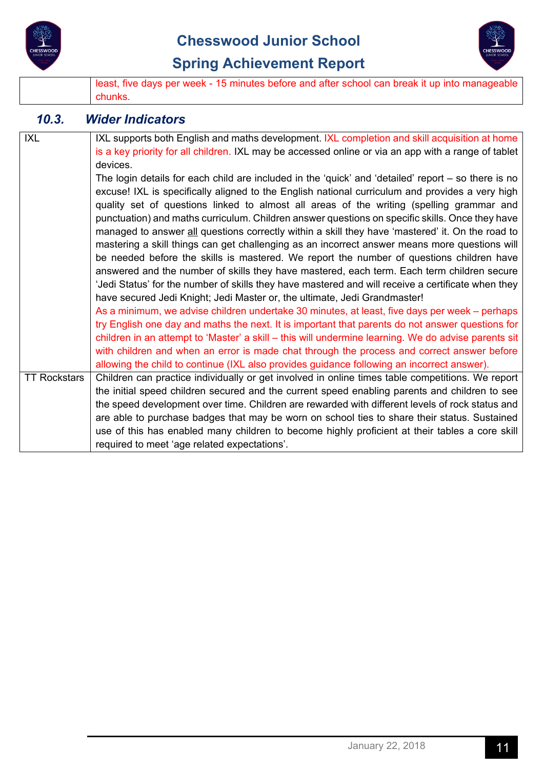| | |
|---|---|
| | least, five days per week - 15 minutes before and after school can break it up into manageable chunks. |

### 10.3. *Wider Indicators*

| | |
|---|---|
| IXL | IXL supports both English and maths development. IXL completion and skill acquisition at home is a key priority for all children. IXL may be accessed online or via an app with a range of tablet devices.<br>The login details for each child are included in the 'quick' and 'detailed' report – so there is no excuse! IXL is specifically aligned to the English national curriculum and provides a very high quality set of questions linked to almost all areas of the writing (spelling grammar and punctuation) and maths curriculum. Children answer questions on specific skills. Once they have managed to answer all questions correctly within a skill they have 'mastered' it. On the road to mastering a skill things can get challenging as an incorrect answer means more questions will be needed before the skills is mastered. We report the number of questions children have answered and the number of skills they have mastered, each term. Each term children secure 'Jedi Status' for the number of skills they have mastered and will receive a certificate when they have secured Jedi Knight; Jedi Master or, the ultimate, Jedi Grandmaster!<br>As a minimum, we advise children undertake 30 minutes, at least, five days per week – perhaps try English one day and maths the next. It is important that parents do not answer questions for children in an attempt to 'Master' a skill – this will undermine learning. We do advise parents sit with children and when an error is made chat through the process and correct answer before allowing the child to continue (IXL also provides guidance following an incorrect answer). |
| TT Rockstars | Children can practice individually or get involved in online times table competitions. We report the initial speed children secured and the current speed enabling parents and children to see the speed development over time. Children are rewarded with different levels of rock status and are able to purchase badges that may be worn on school ties to share their status. Sustained use of this has enabled many children to become highly proficient at their tables a core skill required to meet 'age related expectations'. |